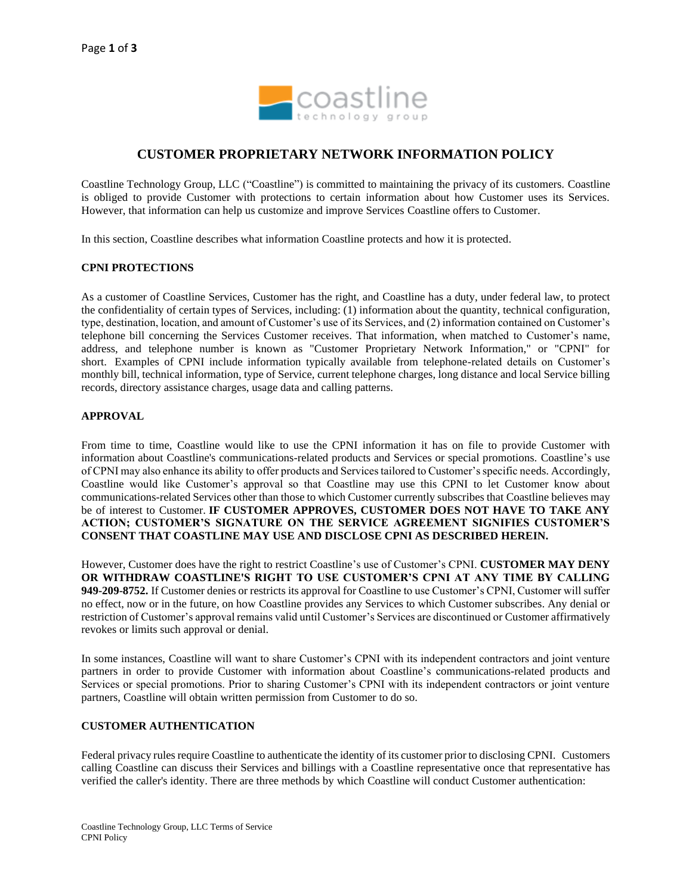# CUSTOMER PROPRIETARY NETWORK INFORMATION POLICY

Coastline Technology Group, LLC ("Coastline") is committed to maintaining the privacy of its customers. Coastline is obliged to provide Customer with protections to certain information about how Customer uses its Services. However, that information can help us customize and improve Services Coastline offers to Customer.

In this section, Coastline describes what information Coastline protects and how it is protected.

## CPNI PROTECTIONS

As a customer of Coastline Services, Customer has the right, and Coastline has a duty, under federal law, to protect the confidentiality of certain types of Services, including: (1) information about the quantity, technical configuration, type, destination, location, and amount of Customer's use of its Services, and (2) information contained on Customer's telephone bill concerning the Services Customer receives. That information, when matched to Customer's name, address, and telephone number is known as "Customer Proprietary Network Information," or "CPNI" for short. Examples of CPNI include information typically available from telephone-related details on Customer's monthly bill, technical information, type of Service, current telephone charges, long distance and local Service billing records, directory assistance charges, usage data and calling patterns.

## APPROVAL

From time to time, Coastline would like to use the CPNI information it has on file to provide Customer with information about Coastline's communications-related products and Services or special promotions. Coastline's use of CPNI may also enhance its ability to offer products and Services tailored to Customer's specific needs. Accordingly, Coastline would like Customer's approval so that Coastline may use this CPNI to let Customer know about communications-related Services other than those to which Customer currently subscribes that Coastline believes may be of interest to Customer. **IF CUSTOMER APPROVES, CUSTOMER DOES NOT HAVE TO TAKE ANY ACTION; CUSTOMER'S SIGNATURE ON THE SERVICE AGREEMENT SIGNIFIES CUSTOMER'S CONSENT THAT COASTLINE MAY USE AND DISCLOSE CPNI AS DESCRIBED HEREIN.**

However, Customer does have the right to restrict Coastline's use of Customer's CPNI. **CUSTOMER MAY DENY OR WITHDRAW COASTLINE'S RIGHT TO USE CUSTOMER'S CPNI AT ANY TIME BY CALLING 949-209-8752.** If Customer denies or restricts its approval for Coastline to use Customer's CPNI, Customer will suffer no effect, now or in the future, on how Coastline provides any Services to which Customer subscribes. Any denial or restriction of Customer's approval remains valid until Customer's Services are discontinued or Customer affirmatively revokes or limits such approval or denial.

In some instances, Coastline will want to share Customer's CPNI with its independent contractors and joint venture partners in order to provide Customer with information about Coastline's communications-related products and Services or special promotions. Prior to sharing Customer's CPNI with its independent contractors or joint venture partners, Coastline will obtain written permission from Customer to do so.

## CUSTOMER AUTHENTICATION

Federal privacy rules require Coastline to authenticate the identity of its customer prior to disclosing CPNI. Customers calling Coastline can discuss their Services and billings with a Coastline representative once that representative has verified the caller's identity. There are three methods by which Coastline will conduct Customer authentication: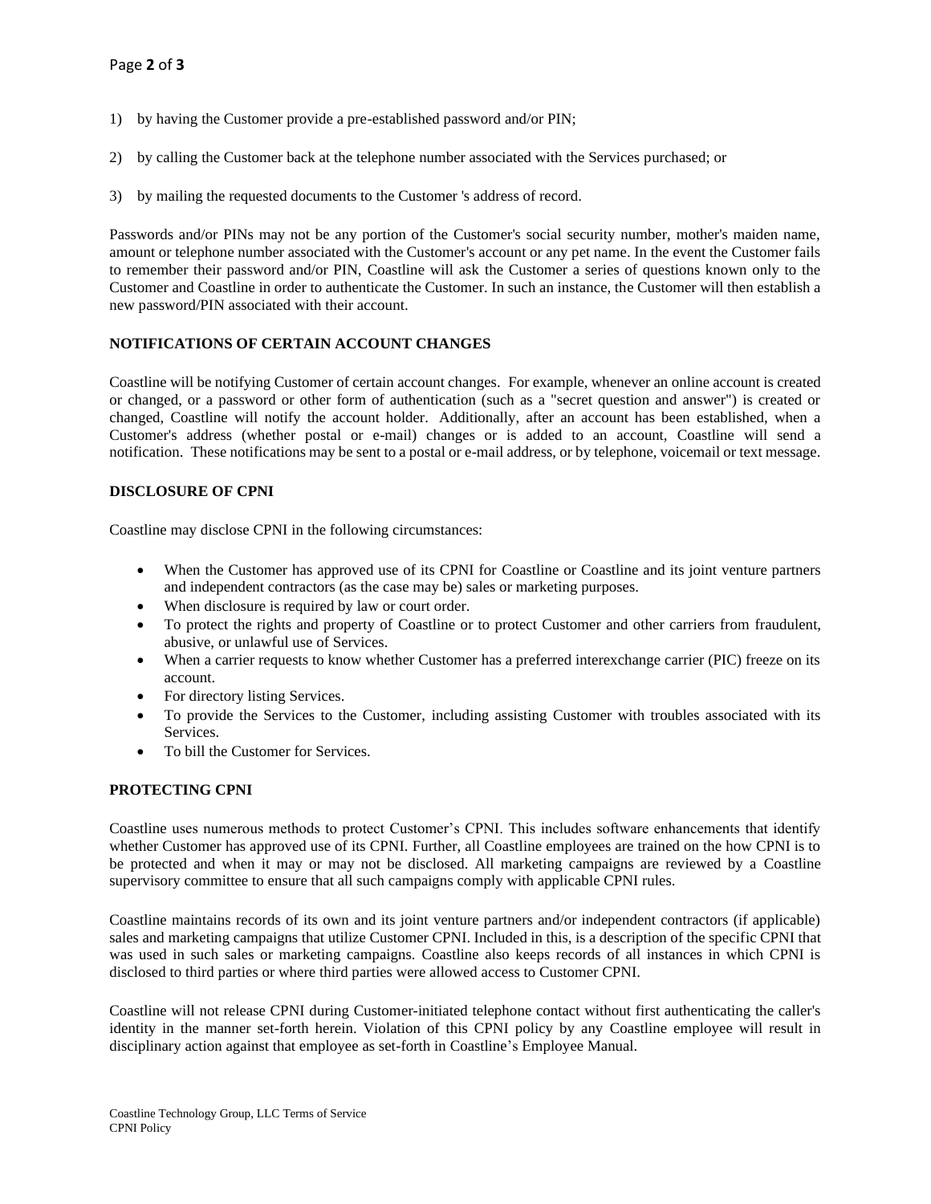1) by having the Customer provide a pre-established password and/or PIN;

2) by calling the Customer back at the telephone number associated with the Services purchased; or

3) by mailing the requested documents to the Customer 's address of record.

Passwords and/or PINs may not be any portion of the Customer's social security number, mother's maiden name, amount or telephone number associated with the Customer's account or any pet name. In the event the Customer fails to remember their password and/or PIN, Coastline will ask the Customer a series of questions known only to the Customer and Coastline in order to authenticate the Customer. In such an instance, the Customer will then establish a new password/PIN associated with their account.

## NOTIFICATIONS OF CERTAIN ACCOUNT CHANGES

Coastline will be notifying Customer of certain account changes. For example, whenever an online account is created or changed, or a password or other form of authentication (such as a "secret question and answer") is created or changed, Coastline will notify the account holder. Additionally, after an account has been established, when a Customer's address (whether postal or e-mail) changes or is added to an account, Coastline will send a notification. These notifications may be sent to a postal or e-mail address, or by telephone, voicemail or text message.

## DISCLOSURE OF CPNI

Coastline may disclose CPNI in the following circumstances:

- When the Customer has approved use of its CPNI for Coastline or Coastline and its joint venture partners and independent contractors (as the case may be) sales or marketing purposes.
- When disclosure is required by law or court order.
- To protect the rights and property of Coastline or to protect Customer and other carriers from fraudulent, abusive, or unlawful use of Services.
- When a carrier requests to know whether Customer has a preferred interexchange carrier (PIC) freeze on its account.
- For directory listing Services.
- To provide the Services to the Customer, including assisting Customer with troubles associated with its Services.
- To bill the Customer for Services.

## PROTECTING CPNI

Coastline uses numerous methods to protect Customer's CPNI. This includes software enhancements that identify whether Customer has approved use of its CPNI. Further, all Coastline employees are trained on the how CPNI is to be protected and when it may or may not be disclosed. All marketing campaigns are reviewed by a Coastline supervisory committee to ensure that all such campaigns comply with applicable CPNI rules.

Coastline maintains records of its own and its joint venture partners and/or independent contractors (if applicable) sales and marketing campaigns that utilize Customer CPNI. Included in this, is a description of the specific CPNI that was used in such sales or marketing campaigns. Coastline also keeps records of all instances in which CPNI is disclosed to third parties or where third parties were allowed access to Customer CPNI.

Coastline will not release CPNI during Customer-initiated telephone contact without first authenticating the caller's identity in the manner set-forth herein. Violation of this CPNI policy by any Coastline employee will result in disciplinary action against that employee as set-forth in Coastline's Employee Manual.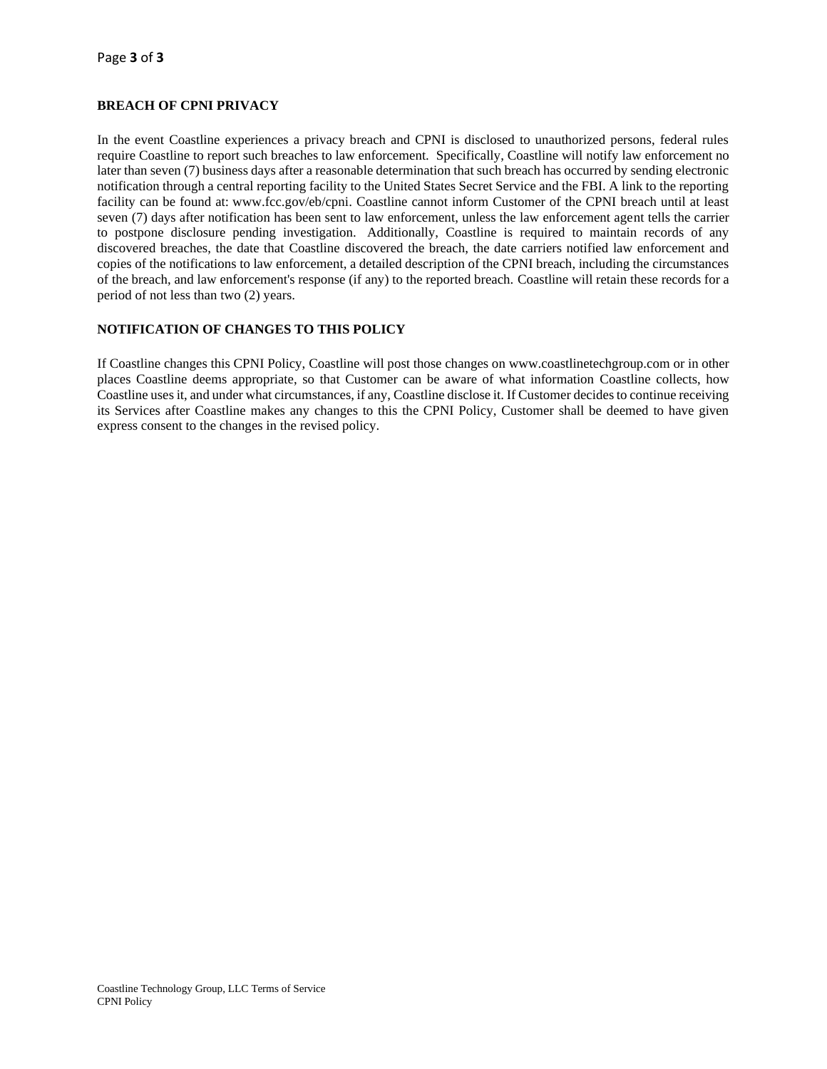## BREACH OF CPNI PRIVACY

In the event Coastline experiences a privacy breach and CPNI is disclosed to unauthorized persons, federal rules require Coastline to report such breaches to law enforcement. Specifically, Coastline will notify law enforcement no later than seven (7) business days after a reasonable determination that such breach has occurred by sending electronic notification through a central reporting facility to the United States Secret Service and the FBI. A link to the reporting facility can be found at: www.fcc.gov/eb/cpni. Coastline cannot inform Customer of the CPNI breach until at least seven (7) days after notification has been sent to law enforcement, unless the law enforcement agent tells the carrier to postpone disclosure pending investigation. Additionally, Coastline is required to maintain records of any discovered breaches, the date that Coastline discovered the breach, the date carriers notified law enforcement and copies of the notifications to law enforcement, a detailed description of the CPNI breach, including the circumstances of the breach, and law enforcement's response (if any) to the reported breach. Coastline will retain these records for a period of not less than two (2) years.

## NOTIFICATION OF CHANGES TO THIS POLICY

If Coastline changes this CPNI Policy, Coastline will post those changes on www.coastlinetechgroup.com or in other places Coastline deems appropriate, so that Customer can be aware of what information Coastline collects, how Coastline uses it, and under what circumstances, if any, Coastline disclose it. If Customer decides to continue receiving its Services after Coastline makes any changes to this the CPNI Policy, Customer shall be deemed to have given express consent to the changes in the revised policy.